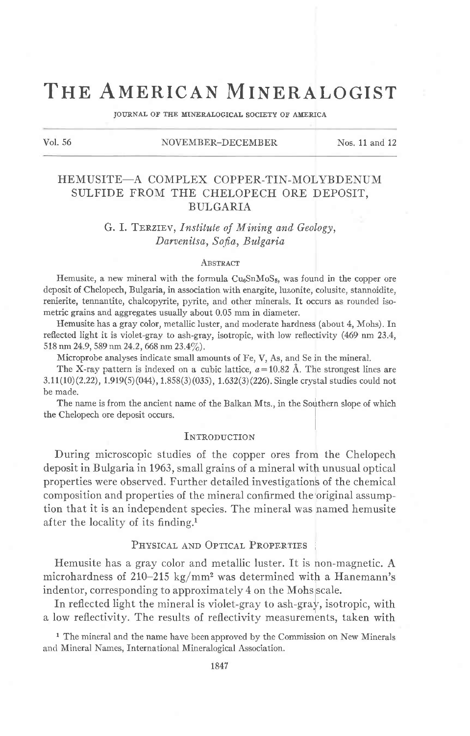# THE AMERICAN MINERALOGIST

JOURNAL OF THE MINERALOGICAL SOCIETY OF AMERICA

Vol. 56 | NOVEMBER–DECEMBER | Nos. 11 and 12

## HEMUSITE—A COMPLEX COPPER-TIN-MOLYBDENUM SULFIDE FROM THE CHELOPECH ORE DEPOSIT, BULGARIA

G. I. Terziev, *Institute of Mining and Geology, Darvenitsa, Sofia, Bulgaria*

### Abstract

Hemusite, a new mineral with the formula $Cu_6SnMoS_8$, was found in the copper ore deposit of Chelopech, Bulgaria, in association with enargite, luzonite, colusite, stannoidite, renierite, tennantite, chalcopyrite, pyrite, and other minerals. It occurs as rounded isometric grains and aggregates usually about 0.05 mm in diameter.

Hemusite has a gray color, metallic luster, and moderate hardness (about 4, Mohs). In reflected light it is violet-gray to ash-gray, isotropic, with low reflectivity (469 nm 23.4, 518 nm 24.9, 589 nm 24.2, 668 nm 23.4%).

Microprobe analyses indicate small amounts of Fe, V, As, and Se in the mineral.

The X-ray pattern is indexed on a cubic lattice, $a = 10.82$ Å. The strongest lines are 3.11(10)(2.22), 1.919(5)(044), 1.858(3)(035), 1.632(3)(226). Single crystal studies could not be made.

The name is from the ancient name of the Balkan Mts., in the Southern slope of which the Chelopech ore deposit occurs.

### Introduction

During microscopic studies of the copper ores from the Chelopech deposit in Bulgaria in 1963, small grains of a mineral with unusual optical properties were observed. Further detailed investigations of the chemical composition and properties of the mineral confirmed the original assumption that it is an independent species. The mineral was named hemusite after the locality of its finding.[1]

### Physical and Optical Properties

Hemusite has a gray color and metallic luster. It is non-magnetic. A microhardness of 210–215 kg/mm² was determined with a Hanemann's indentor, corresponding to approximately 4 on the Mohs scale.

In reflected light the mineral is violet-gray to ash-gray, isotropic, with a low reflectivity. The results of reflectivity measurements, taken with

[1] The mineral and the name have been approved by the Commission on New Minerals and Mineral Names, International Mineralogical Association.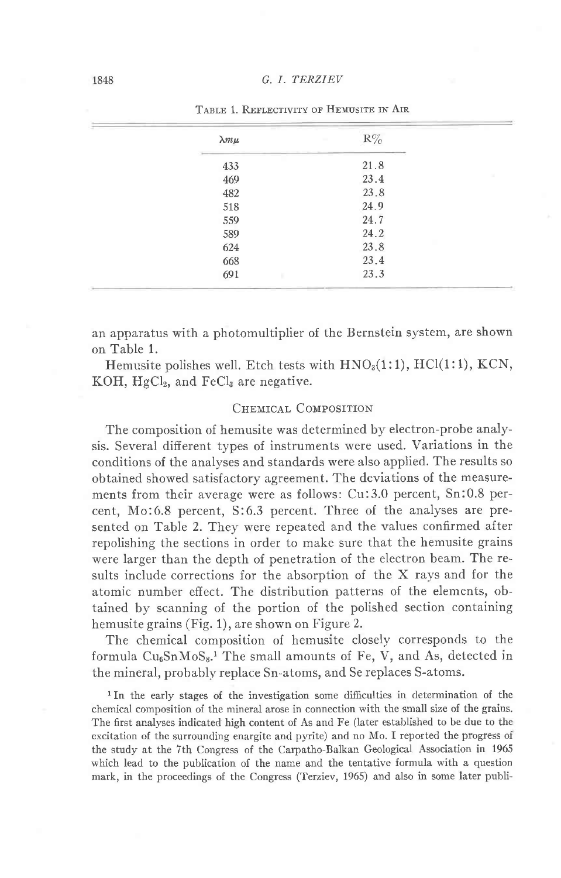Table 1. Reflectivity of Hemusite in Air

| λmμ | R% |
|---|---|
| 433 | 21.8 |
| 469 | 23.4 |
| 482 | 23.8 |
| 518 | 24.9 |
| 559 | 24.7 |
| 589 | 24.2 |
| 624 | 23.8 |
| 668 | 23.4 |
| 691 | 23.3 |

an apparatus with a photomultiplier of the Bernstein system, are shown on Table 1.

Hemusite polishes well. Etch tests with $HNO_3$(1:1), HCl(1:1), KCN, KOH, $HgCl_2$, and $FeCl_3$ are negative.

## Chemical Composition

The composition of hemusite was determined by electron-probe analysis. Several different types of instruments were used. Variations in the conditions of the analyses and standards were also applied. The results so obtained showed satisfactory agreement. The deviations of the measurements from their average were as follows: Cu:3.0 percent, Sn:0.8 percent, Mo:6.8 percent, S:6.3 percent. Three of the analyses are presented on Table 2. They were repeated and the values confirmed after repolishing the sections in order to make sure that the hemusite grains were larger than the depth of penetration of the electron beam. The results include corrections for the absorption of the X rays and for the atomic number effect. The distribution patterns of the elements, obtained by scanning of the portion of the polished section containing hemusite grains (Fig. 1), are shown on Figure 2.

The chemical composition of hemusite closely corresponds to the formula $Cu_6SnMoS_8$.[1] The small amounts of Fe, V, and As, detected in the mineral, probably replace Sn-atoms, and Se replaces S-atoms.

[1] In the early stages of the investigation some difficulties in determination of the chemical composition of the mineral arose in connection with the small size of the grains. The first analyses indicated high content of As and Fe (later established to be due to the excitation of the surrounding enargite and pyrite) and no Mo. I reported the progress of the study at the 7th Congress of the Carpatho-Balkan Geological Association in 1965 which lead to the publication of the name and the tentative formula with a question mark, in the proceedings of the Congress (Terziev, 1965) and also in some later publi-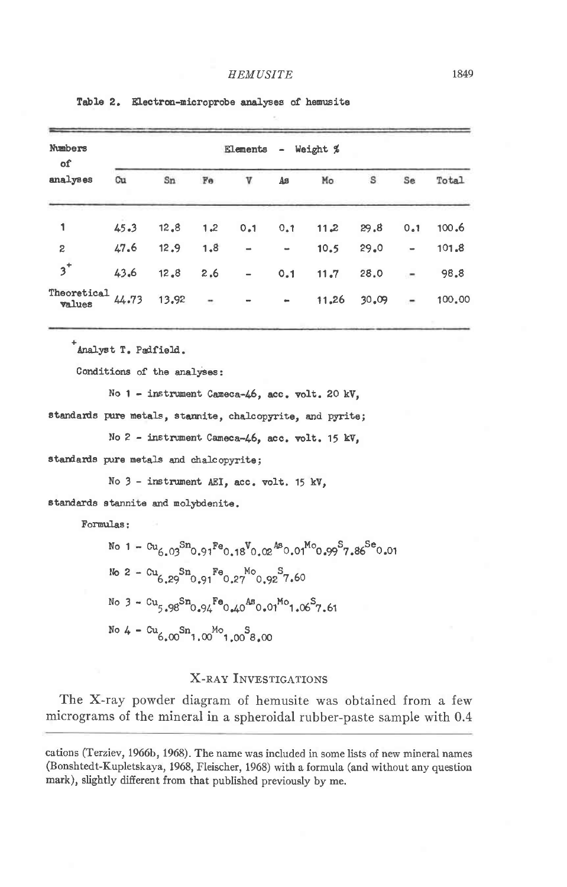Table 2. Electron-microprobe analyses of hemusite

| Numbers of analyses | Cu | Sn | Fe | V | As | Mo | S | Se | Total |
|---|---|---|---|---|---|---|---|---|---|
| | Elements - Weight % | | | | | | | | |
| 1 | 45.3 | 12.8 | 1.2 | 0.1 | 0.1 | 11.2 | 29.8 | 0.1 | 100.6 |
| 2 | 47.6 | 12.9 | 1.8 | - | - | 10.5 | 29.0 | - | 101.8 |
| 3[+] | 43.6 | 12.8 | 2.6 | - | 0.1 | 11.7 | 28.0 | - | 98.8 |
| Theoretical values | 44.73 | 13.92 | - | - | - | 11.26 | 30.09 | - | 100.00 |

[+]Analyst T. Padfield.

Conditions of the analyses:

No 1 - instrument Cameca-46, acc. volt. 20 kV, standards pure metals, stannite, chalcopyrite, and pyrite;

No 2 - instrument Cameca-46, acc. volt. 15 kV, standards pure metals and chalcopyrite;

No 3 - instrument AEI, acc. volt. 15 kV, standards stannite and molybdenite.

Formulas:

No 1 - $Cu_{6.03}Sn_{0.91}Fe_{0.18}V_{0.02}As_{0.01}Mo_{0.99}S_{7.86}Se_{0.01}$

No 2 - $Cu_{6.29}Sn_{0.91}Fe_{0.27}Mo_{0.92}S_{7.60}$

No 3 - $Cu_{5.98}Sn_{0.94}Fe_{0.40}As_{0.01}Mo_{1.06}S_{7.61}$

No 4 - $Cu_{6.00}Sn_{1.00}Mo_{1.00}S_{8.00}$

## X-RAY INVESTIGATIONS

The X-ray powder diagram of hemusite was obtained from a few micrograms of the mineral in a spheroidal rubber-paste sample with 0.4

cations (Terziev, 1966b, 1968). The name was included in some lists of new mineral names (Bonshtedt-Kupletskaya, 1968, Fleischer, 1968) with a formula (and without any question mark), slightly different from that published previously by me.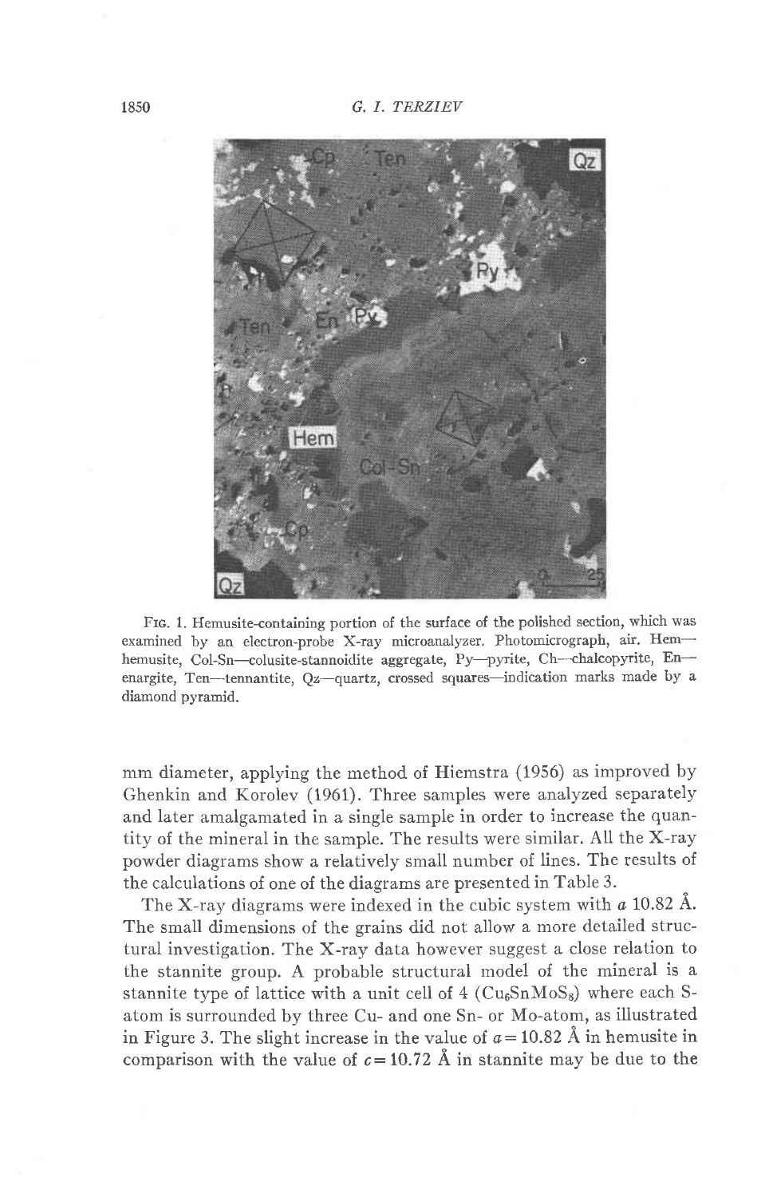FIG. 1. Hemusite-containing portion of the surface of the polished section, which was examined by an electron-probe X-ray microanalyzer. Photomicrograph, air. Hem—hemusite, Col-Sn—colusite-stannoidite aggregate, Py—pyrite, Ch—chalcopyrite, En—enargite, Ten—tennantite, Qz—quartz, crossed squares—indication marks made by a diamond pyramid.

mm diameter, applying the method of Hiemstra (1956) as improved by Ghenkin and Korolev (1961). Three samples were analyzed separately and later amalgamated in a single sample in order to increase the quantity of the mineral in the sample. The results were similar. All the X-ray powder diagrams show a relatively small number of lines. The results of the calculations of one of the diagrams are presented in Table 3.

The X-ray diagrams were indexed in the cubic system with $a$ 10.82 Å. The small dimensions of the grains did not allow a more detailed structural investigation. The X-ray data however suggest a close relation to the stannite group. A probable structural model of the mineral is a stannite type of lattice with a unit cell of 4 ($Cu_6SnMoS_8$) where each S-atom is surrounded by three Cu- and one Sn- or Mo-atom, as illustrated in Figure 3. The slight increase in the value of $a = 10.82$ Å in hemusite in comparison with the value of $c = 10.72$ Å in stannite may be due to the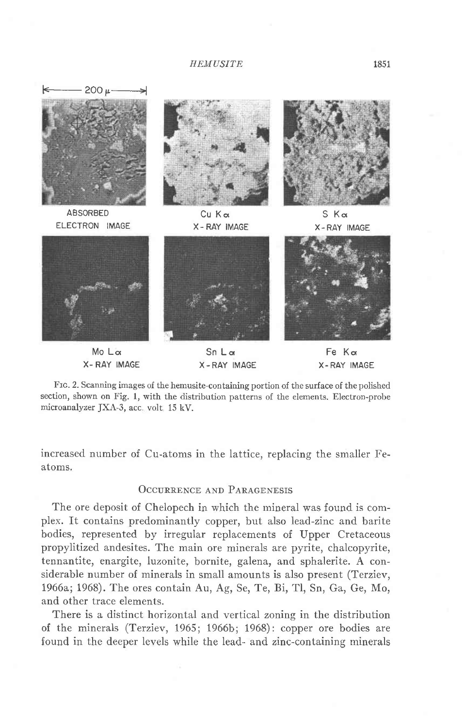FIG. 2. Scanning images of the hemusite-containing portion of the surface of the polished section, shown on Fig. 1, with the distribution patterns of the elements. Electron-probe microanalyzer JXA-3, acc. volt. 15 kV.

increased number of Cu-atoms in the lattice, replacing the smaller Fe-atoms.

## Occurrence and Paragenesis

The ore deposit of Chelopech in which the mineral was found is complex. It contains predominantly copper, but also lead-zinc and barite bodies, represented by irregular replacements of Upper Cretaceous propylitized andesites. The main ore minerals are pyrite, chalcopyrite, tennantite, enargite, luzonite, bornite, galena, and sphalerite. A considerable number of minerals in small amounts is also present (Terziev, 1966a; 1968). The ores contain Au, Ag, Se, Te, Bi, Tl, Sn, Ga, Ge, Mo, and other trace elements.

There is a distinct horizontal and vertical zoning in the distribution of the minerals (Terziev, 1965; 1966b; 1968): copper ore bodies are found in the deeper levels while the lead- and zinc-containing minerals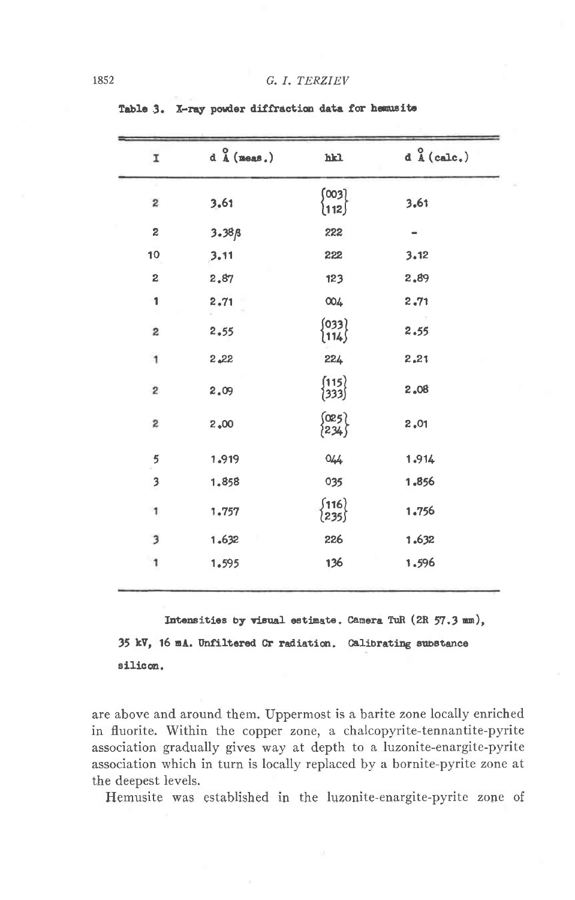**Table 3.** X-ray powder diffraction data for hemusite

| I | d Å (meas.) | hkl | d Å (calc.) |
|---|---|---|---|
| 2 | 3.61 | {003, 112} | 3.61 |
| 2 | 3.38β | 222 | - |
| 10 | 3.11 | 222 | 3.12 |
| 2 | 2.87 | 123 | 2.89 |
| 1 | 2.71 | 004 | 2.71 |
| 2 | 2.55 | {033, 114} | 2.55 |
| 1 | 2.22 | 224 | 2.21 |
| 2 | 2.09 | {115, 333} | 2.08 |
| 2 | 2.00 | {025, 234} | 2.01 |
| 5 | 1.919 | 044 | 1.914 |
| 3 | 1.858 | 035 | 1.856 |
| 1 | 1.757 | {116, 235} | 1.756 |
| 3 | 1.632 | 226 | 1.632 |
| 1 | 1.595 | 136 | 1.596 |

Intensities by visual estimate. Camera TuR (2R 57.3 mm), 35 kV, 16 mA. Unfiltered Cr radiation. Calibrating substance silicon.

are above and around them. Uppermost is a barite zone locally enriched in fluorite. Within the copper zone, a chalcopyrite-tennantite-pyrite association gradually gives way at depth to a luzonite-enargite-pyrite association which in turn is locally replaced by a bornite-pyrite zone at the deepest levels.

Hemusite was established in the luzonite-enargite-pyrite zone of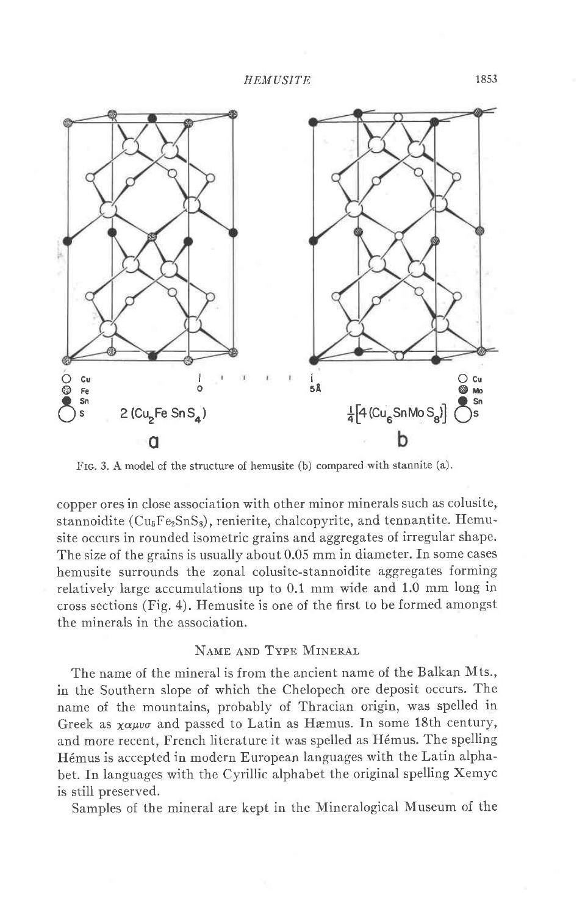FIG. 3. A model of the structure of hemusite (b) compared with stannite (a).

copper ores in close association with other minor minerals such as colusite, stannoidite ($Cu_8Fe_2SnS_8$), renierite, chalcopyrite, and tennantite. Hemusite occurs in rounded isometric grains and aggregates of irregular shape. The size of the grains is usually about 0.05 mm in diameter. In some cases hemusite surrounds the zonal colusite-stannoidite aggregates forming relatively large accumulations up to 0.1 mm wide and 1.0 mm long in cross sections (Fig. 4). Hemusite is one of the first to be formed amongst the minerals in the association.

## NAME AND TYPE MINERAL

The name of the mineral is from the ancient name of the Balkan Mts., in the Southern slope of which the Chelopech ore deposit occurs. The name of the mountains, probably of Thracian origin, was spelled in Greek as χαμυσ and passed to Latin as Hæmus. In some 18th century, and more recent, French literature it was spelled as Hémus. The spelling Hémus is accepted in modern European languages with the Latin alphabet. In languages with the Cyrillic alphabet the original spelling Хемус is still preserved.

Samples of the mineral are kept in the Mineralogical Museum of the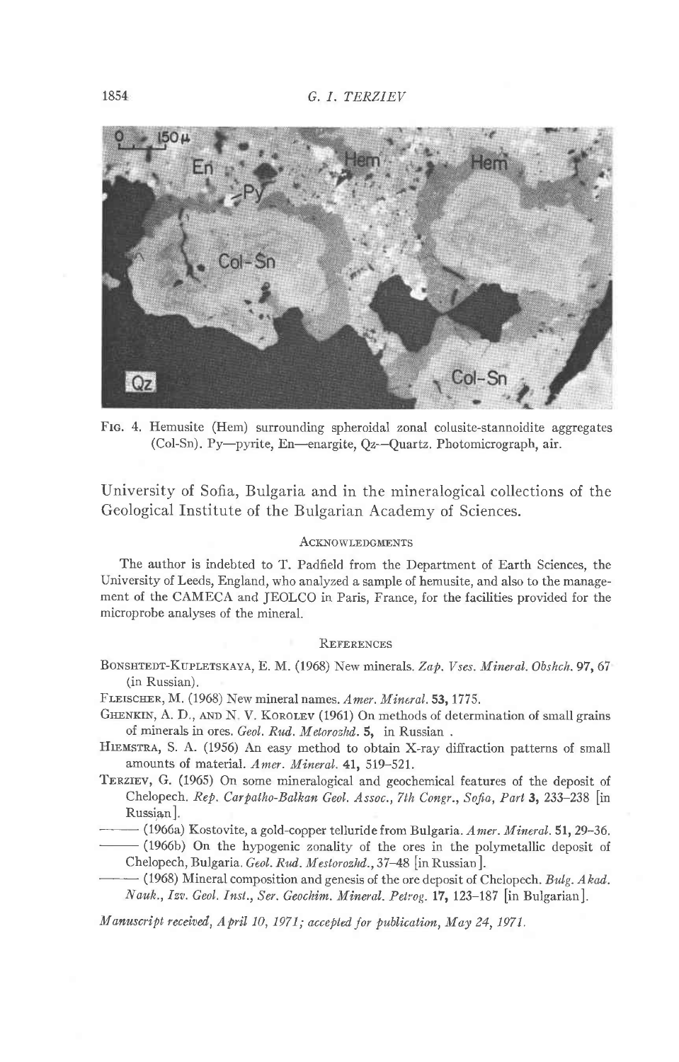FIG. 4. Hemusite (Hem) surrounding spheroidal zonal colusite-stannoidite aggregates (Col-Sn). Py—pyrite, En—enargite, Qz—Quartz. Photomicrograph, air.

University of Sofia, Bulgaria and in the mineralogical collections of the Geological Institute of the Bulgarian Academy of Sciences.

## ACKNOWLEDGMENTS

The author is indebted to T. Padfield from the Department of Earth Sciences, the University of Leeds, England, who analyzed a sample of hemusite, and also to the management of the CAMECA and JEOLCO in Paris, France, for the facilities provided for the microprobe analyses of the mineral.

## REFERENCES

BONSHTEDT-KUPLETSKAYA, E. M. (1968) New minerals. *Zap. Vses. Mineral. Obshch.* **97,** 67 (in Russian).

FLEISCHER, M. (1968) New mineral names. *Amer. Mineral.* **53,** 1775.

GHENKIN, A. D., AND N. V. KOROLEV (1961) On methods of determination of small grains of minerals in ores. *Geol. Rud. Metorozhd.* **5,** in Russian .

HIEMSTRA, S. A. (1956) An easy method to obtain X-ray diffraction patterns of small amounts of material. *Amer. Mineral.* **41,** 519–521.

TERZIEV, G. (1965) On some mineralogical and geochemical features of the deposit of Chelopech. *Rep. Carpatho-Balkan Geol. Assoc., 7th Congr., Sofia, Part* **3,** 233–238 [in Russian].

——— (1966a) Kostovite, a gold-copper telluride from Bulgaria. *Amer. Mineral.* **51,** 29–36.

——— (1966b) On the hypogenic zonality of the ores in the polymetallic deposit of Chelopech, Bulgaria. *Geol. Rud. Mestorozhd.*, 37–48 [in Russian].

——— (1968) Mineral composition and genesis of the ore deposit of Chelopech. *Bulg. Akad. Nauk., Izv. Geol. Inst., Ser. Geochim. Mineral. Petrog.* **17,** 123–187 [in Bulgarian].

*Manuscript received, April 10, 1971; accepted for publication, May 24, 1971.*